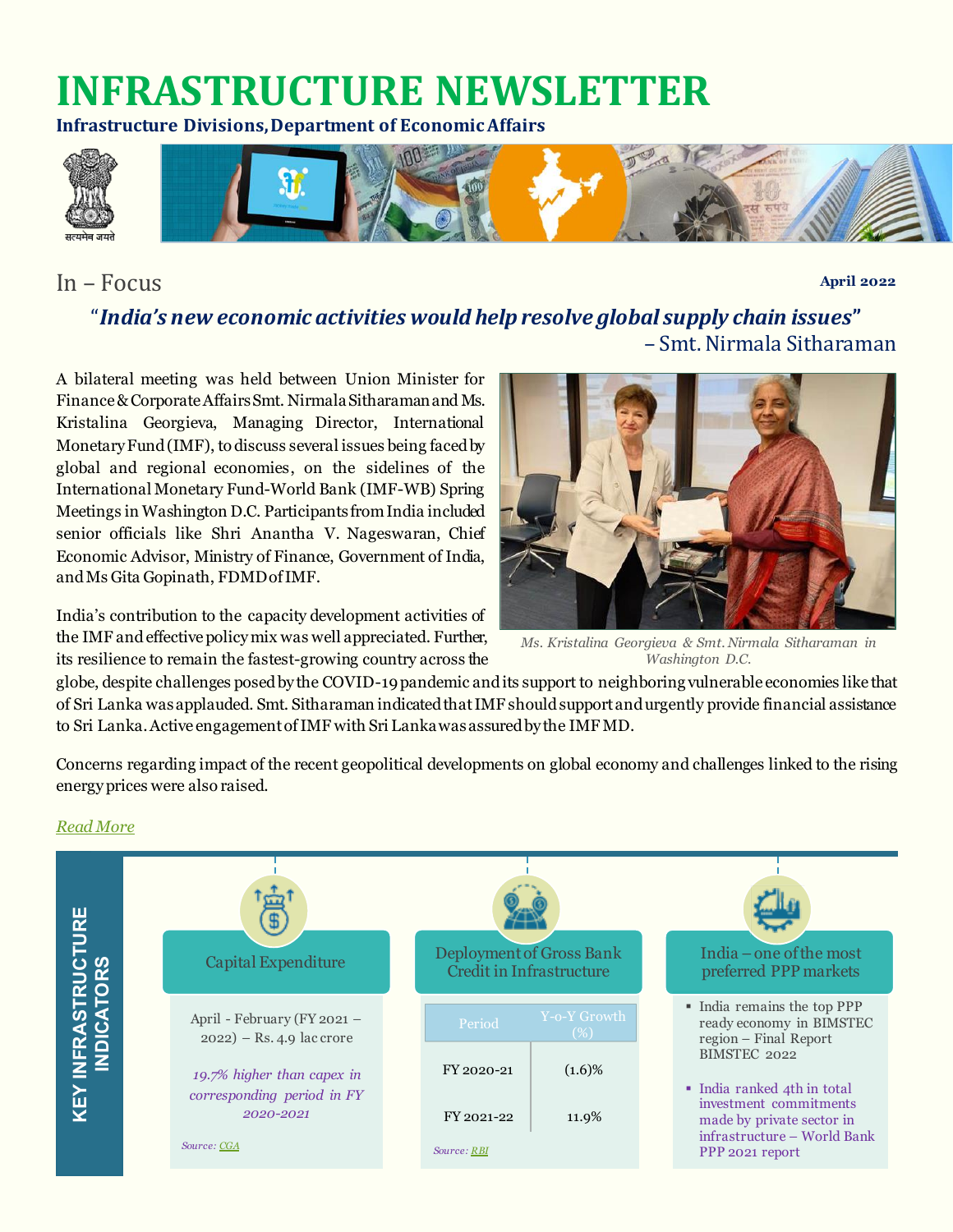# INFRASTRUCTURE NEWSLETTER

**Infrastructure Divisions, Department of Economic Affairs**

## In – Focus

**April 2022**

### "*India's new economic activities would help resolve global supply chain issues*"
– Smt. Nirmala Sitharaman

A bilateral meeting was held between Union Minister for Finance & Corporate Affairs Smt. Nirmala Sitharaman and Ms. Kristalina Georgieva, Managing Director, International Monetary Fund (IMF), to discuss several issues being faced by global and regional economies, on the sidelines of the International Monetary Fund-World Bank (IMF-WB) Spring Meetings in Washington D.C. Participants from India included senior officials like Shri Anantha V. Nageswaran, Chief Economic Advisor, Ministry of Finance, Government of India, and Ms Gita Gopinath, FDMD of IMF.

*Ms. Kristalina Georgieva & Smt. Nirmala Sitharaman in Washington D.C.*

India's contribution to the capacity development activities of the IMF and effective policy mix was well appreciated. Further, its resilience to remain the fastest-growing country across the globe, despite challenges posed by the COVID-19 pandemic and its support to neighboring vulnerable economies like that of Sri Lanka was applauded. Smt. Sitharaman indicated that IMF should support and urgently provide financial assistance to Sri Lanka. Active engagement of IMF with Sri Lanka was assured by the IMF MD.

Concerns regarding impact of the recent geopolitical developments on global economy and challenges linked to the rising energy prices were also raised.

*Read More*

## KEY INFRASTRUCTURE INDICATORS

### Capital Expenditure

April - February (FY 2021 – 2022) – Rs. 4.9 lac crore

*19.7% higher than capex in corresponding period in FY 2020-2021*

*Source: CGA*

### Deployment of Gross Bank Credit in Infrastructure

| Period | Y-o-Y Growth (%) |
|---|---|
| FY 2020-21 | (1.6)% |
| FY 2021-22 | 11.9% |

*Source: RBI*

### India – one of the most preferred PPP markets

- India remains the top PPP ready economy in BIMSTEC region – Final Report BIMSTEC 2022
- India ranked 4th in total investment commitments made by private sector in infrastructure – World Bank PPP 2021 report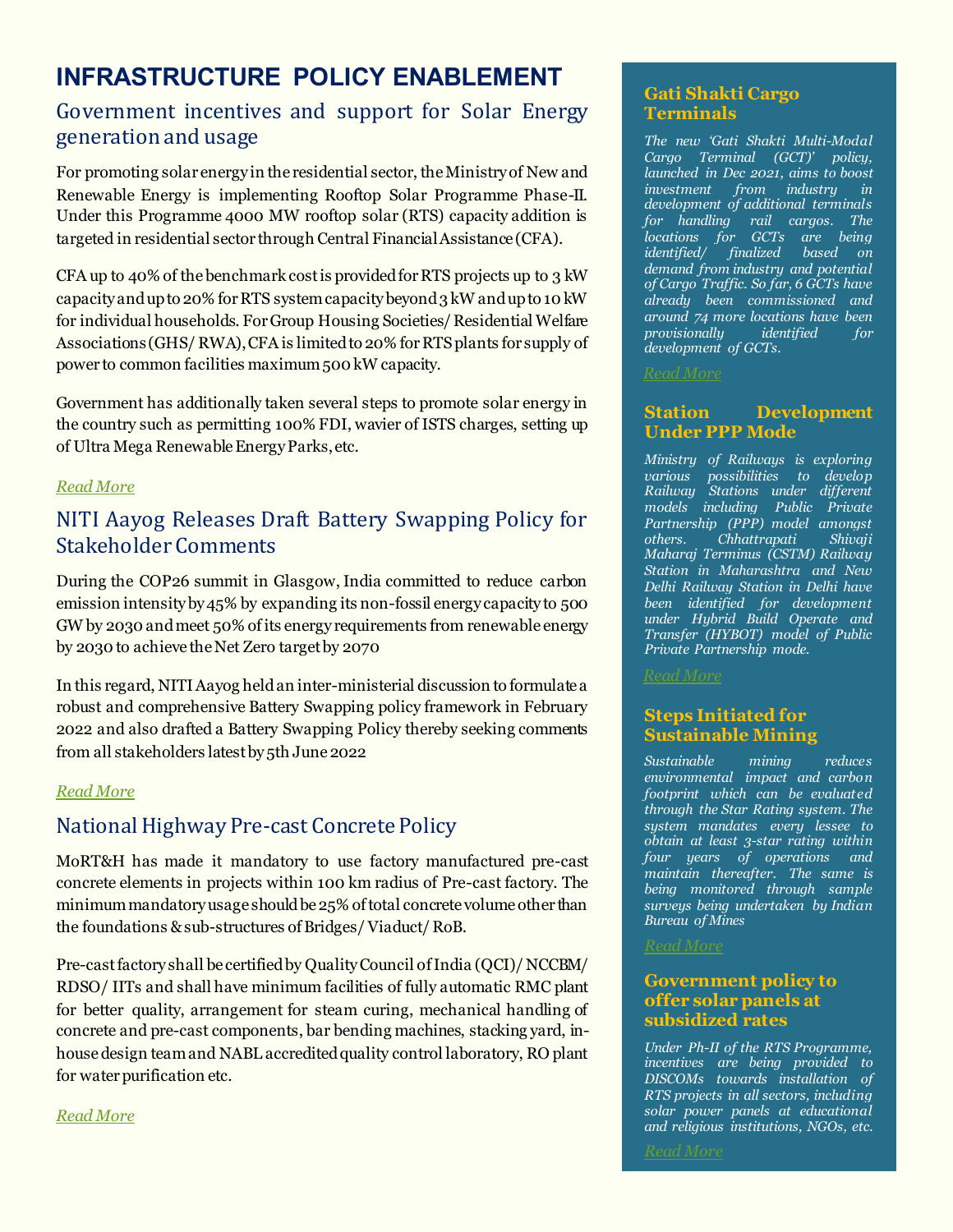# INFRASTRUCTURE POLICY ENABLEMENT

## Government incentives and support for Solar Energy generation and usage

For promoting solar energy in the residential sector, the Ministry of New and Renewable Energy is implementing Rooftop Solar Programme Phase-II. Under this Programme 4000 MW rooftop solar (RTS) capacity addition is targeted in residential sector through Central Financial Assistance (CFA).

CFA up to 40% of the benchmark cost is provided for RTS projects up to 3 kW capacity and up to 20% for RTS system capacity beyond 3 kW and up to 10 kW for individual households. For Group Housing Societies/ Residential Welfare Associations (GHS/ RWA), CFA is limited to 20% for RTS plants for supply of power to common facilities maximum 500 kW capacity.

Government has additionally taken several steps to promote solar energy in the country such as permitting 100% FDI, wavier of ISTS charges, setting up of Ultra Mega Renewable Energy Parks, etc.

*Read More*

## NITI Aayog Releases Draft Battery Swapping Policy for Stakeholder Comments

During the COP26 summit in Glasgow, India committed to reduce carbon emission intensity by 45% by expanding its non-fossil energy capacity to 500 GW by 2030 and meet 50% of its energy requirements from renewable energy by 2030 to achieve the Net Zero target by 2070

In this regard, NITI Aayog held an inter-ministerial discussion to formulate a robust and comprehensive Battery Swapping policy framework in February 2022 and also drafted a Battery Swapping Policy thereby seeking comments from all stakeholders latest by 5th June 2022

*Read More*

## National Highway Pre-cast Concrete Policy

MoRT&H has made it mandatory to use factory manufactured pre-cast concrete elements in projects within 100 km radius of Pre-cast factory. The minimum mandatory usage should be 25% of total concrete volume other than the foundations & sub-structures of Bridges/ Viaduct/ RoB.

Pre-cast factory shall be certified by Quality Council of India (QCI)/ NCCBM/ RDSO/ IITs and shall have minimum facilities of fully automatic RMC plant for better quality, arrangement for steam curing, mechanical handling of concrete and pre-cast components, bar bending machines, stacking yard, in-house design team and NABL accredited quality control laboratory, RO plant for water purification etc.

*Read More*

### Gati Shakti Cargo Terminals

*The new 'Gati Shakti Multi-Modal Cargo Terminal (GCT)' policy, launched in Dec 2021, aims to boost investment from industry in development of additional terminals for handling rail cargos. The locations for GCTs are being identified/ finalized based on demand from industry and potential of Cargo Traffic. So far, 6 GCTs have already been commissioned and around 74 more locations have been provisionally identified for development of GCTs.*

*Read More*

### Station Development Under PPP Mode

*Ministry of Railways is exploring various possibilities to develop Railway Stations under different models including Public Private Partnership (PPP) model amongst others. Chhattrapati Shivaji Maharaj Terminus (CSTM) Railway Station in Maharashtra and New Delhi Railway Station in Delhi have been identified for development under Hybrid Build Operate and Transfer (HYBOT) model of Public Private Partnership mode.*

*Read More*

### Steps Initiated for Sustainable Mining

*Sustainable mining reduces environmental impact and carbon footprint which can be evaluated through the Star Rating system. The system mandates every lessee to obtain at least 3-star rating within four years of operations and maintain thereafter. The same is being monitored through sample surveys being undertaken by Indian Bureau of Mines*

*Read More*

### Government policy to offer solar panels at subsidized rates

*Under Ph-II of the RTS Programme, incentives are being provided to DISCOMs towards installation of RTS projects in all sectors, including solar power panels at educational and religious institutions, NGOs, etc.*

*Read More*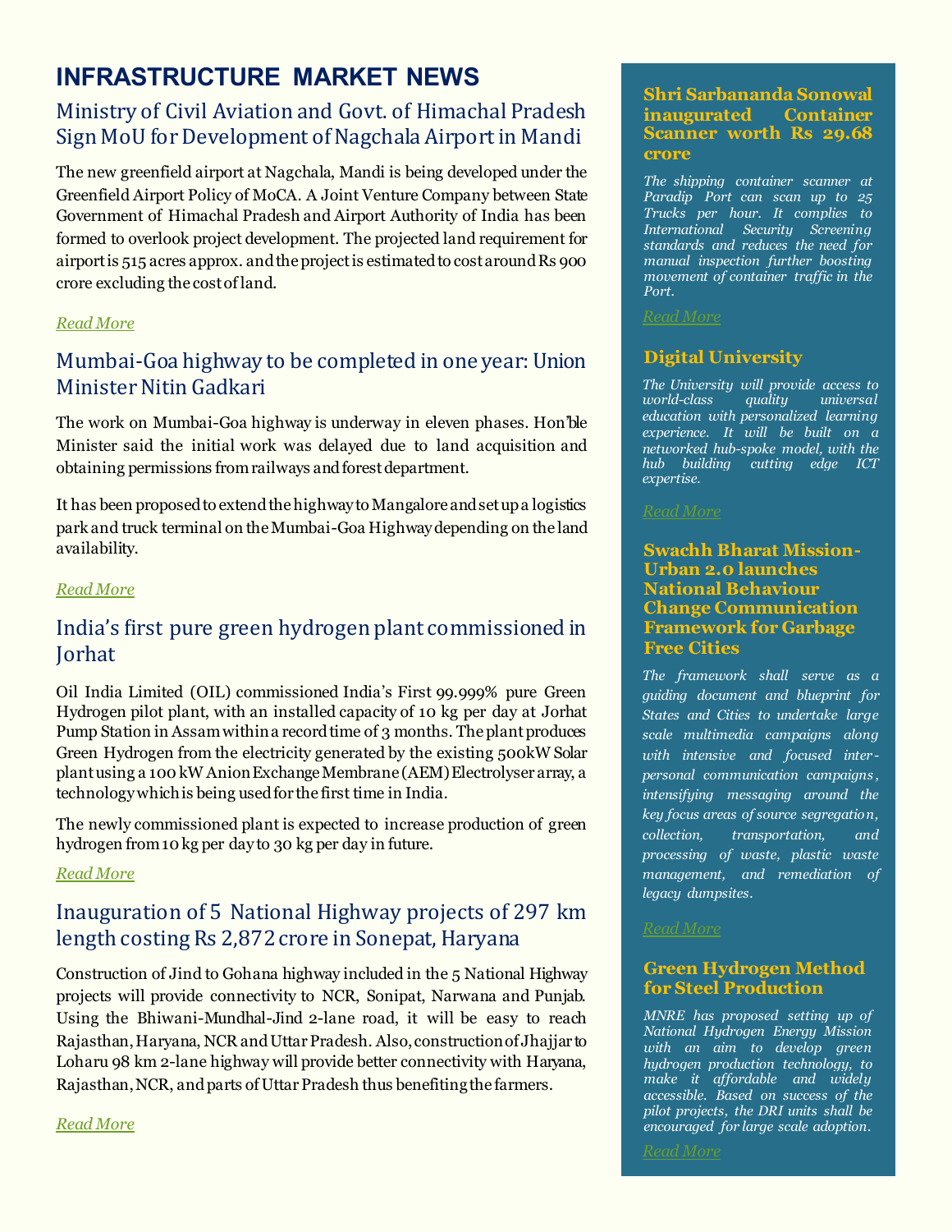# INFRASTRUCTURE MARKET NEWS

## Ministry of Civil Aviation and Govt. of Himachal Pradesh Sign MoU for Development of Nagchala Airport in Mandi

The new greenfield airport at Nagchala, Mandi is being developed under the Greenfield Airport Policy of MoCA. A Joint Venture Company between State Government of Himachal Pradesh and Airport Authority of India has been formed to overlook project development. The projected land requirement for airport is 515 acres approx. and the project is estimated to cost around Rs 900 crore excluding the cost of land.

*Read More*

## Mumbai-Goa highway to be completed in one year: Union Minister Nitin Gadkari

The work on Mumbai-Goa highway is underway in eleven phases. Hon'ble Minister said the initial work was delayed due to land acquisition and obtaining permissions from railways and forest department.

It has been proposed to extend the highway to Mangalore and set up a logistics park and truck terminal on the Mumbai-Goa Highway depending on the land availability.

*Read More*

## India's first pure green hydrogen plant commissioned in Jorhat

Oil India Limited (OIL) commissioned India's First 99.999% pure Green Hydrogen pilot plant, with an installed capacity of 10 kg per day at Jorhat Pump Station in Assam within a record time of 3 months. The plant produces Green Hydrogen from the electricity generated by the existing 500kW Solar plant using a 100 kW Anion Exchange Membrane (AEM) Electrolyser array, a technology which is being used for the first time in India.

The newly commissioned plant is expected to increase production of green hydrogen from 10 kg per day to 30 kg per day in future.

*Read More*

## Inauguration of 5 National Highway projects of 297 km length costing Rs 2,872 crore in Sonepat, Haryana

Construction of Jind to Gohana highway included in the 5 National Highway projects will provide connectivity to NCR, Sonipat, Narwana and Punjab. Using the Bhiwani-Mundhal-Jind 2-lane road, it will be easy to reach Rajasthan, Haryana, NCR and Uttar Pradesh. Also, construction of Jhajjar to Loharu 98 km 2-lane highway will provide better connectivity with Haryana, Rajasthan, NCR, and parts of Uttar Pradesh thus benefiting the farmers.

*Read More*

### Shri Sarbananda Sonowal inaugurated Container Scanner worth Rs 29.68 crore

*The shipping container scanner at Paradip Port can scan up to 25 Trucks per hour. It complies to International Security Screening standards and reduces the need for manual inspection further boosting movement of container traffic in the Port.*

*Read More*

### Digital University

*The University will provide access to world-class quality universal education with personalized learning experience. It will be built on a networked hub-spoke model, with the hub building cutting edge ICT expertise.*

*Read More*

### Swachh Bharat Mission-Urban 2.0 launches National Behaviour Change Communication Framework for Garbage Free Cities

*The framework shall serve as a guiding document and blueprint for States and Cities to undertake large scale multimedia campaigns along with intensive and focused inter-personal communication campaigns, intensifying messaging around the key focus areas of source segregation, collection, transportation, and processing of waste, plastic waste management, and remediation of legacy dumpsites.*

*Read More*

### Green Hydrogen Method for Steel Production

*MNRE has proposed setting up of National Hydrogen Energy Mission with an aim to develop green hydrogen production technology, to make it affordable and widely accessible. Based on success of the pilot projects, the DRI units shall be encouraged for large scale adoption.*

*Read More*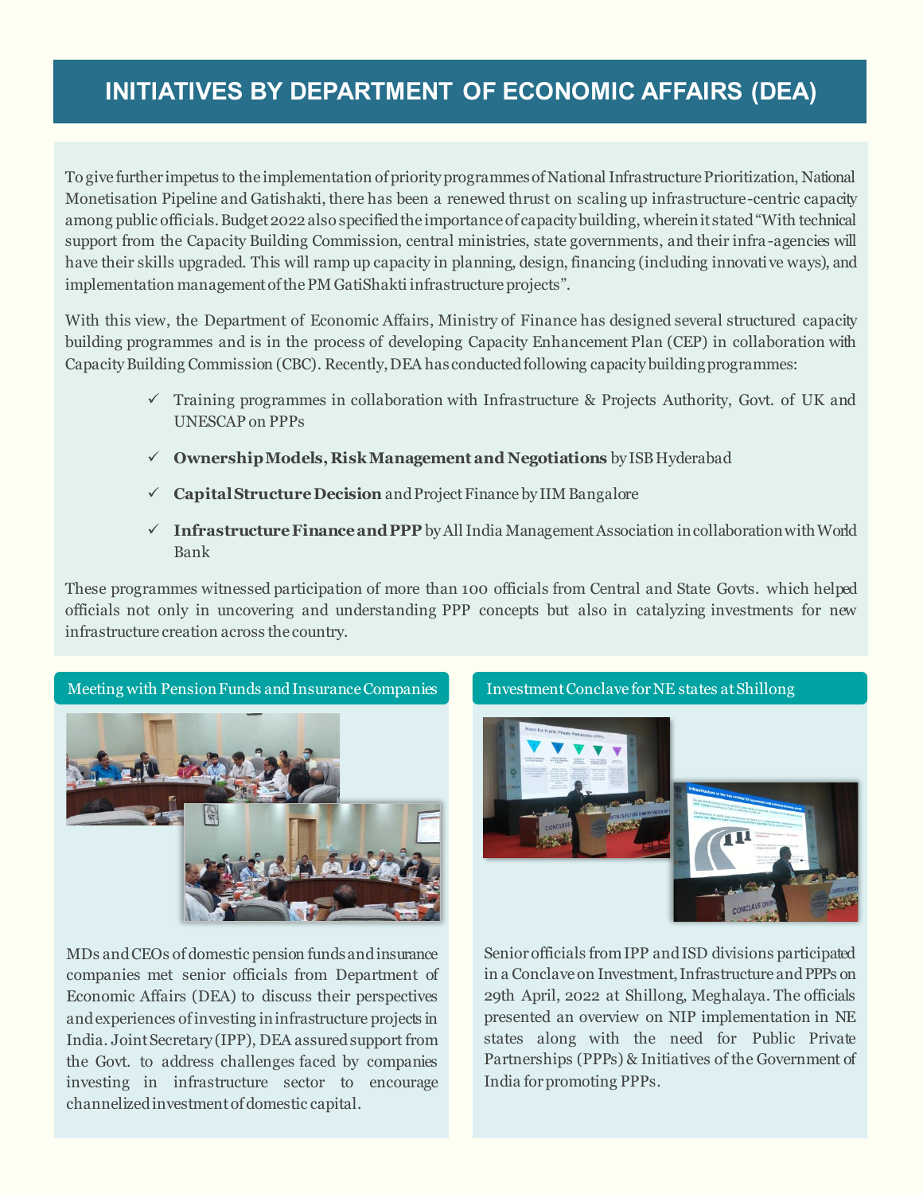# INITIATIVES BY DEPARTMENT OF ECONOMIC AFFAIRS (DEA)

To give further impetus to the implementation of priority programmes of National Infrastructure Prioritization, National Monetisation Pipeline and Gatishakti, there has been a renewed thrust on scaling up infrastructure-centric capacity among public officials. Budget 2022 also specified the importance of capacity building, wherein it stated "With technical support from the Capacity Building Commission, central ministries, state governments, and their infra-agencies will have their skills upgraded. This will ramp up capacity in planning, design, financing (including innovative ways), and implementation management of the PM GatiShakti infrastructure projects".

With this view, the Department of Economic Affairs, Ministry of Finance has designed several structured capacity building programmes and is in the process of developing Capacity Enhancement Plan (CEP) in collaboration with Capacity Building Commission (CBC). Recently, DEA has conducted following capacity building programmes:

- ✓ Training programmes in collaboration with Infrastructure & Projects Authority, Govt. of UK and UNESCAP on PPPs
- ✓ **Ownership Models, Risk Management and Negotiations** by ISB Hyderabad
- ✓ **Capital Structure Decision** and Project Finance by IIM Bangalore
- ✓ **Infrastructure Finance and PPP** by All India Management Association in collaboration with World Bank

These programmes witnessed participation of more than 100 officials from Central and State Govts. which helped officials not only in uncovering and understanding PPP concepts but also in catalyzing investments for new infrastructure creation across the country.

## Meeting with Pension Funds and Insurance Companies

MDs and CEOs of domestic pension funds and insurance companies met senior officials from Department of Economic Affairs (DEA) to discuss their perspectives and experiences of investing in infrastructure projects in India. Joint Secretary (IPP), DEA assured support from the Govt. to address challenges faced by companies investing in infrastructure sector to encourage channelized investment of domestic capital.

## Investment Conclave for NE states at Shillong

Senior officials from IPP and ISD divisions participated in a Conclave on Investment, Infrastructure and PPPs on 29th April, 2022 at Shillong, Meghalaya. The officials presented an overview on NIP implementation in NE states along with the need for Public Private Partnerships (PPPs) & Initiatives of the Government of India for promoting PPPs.